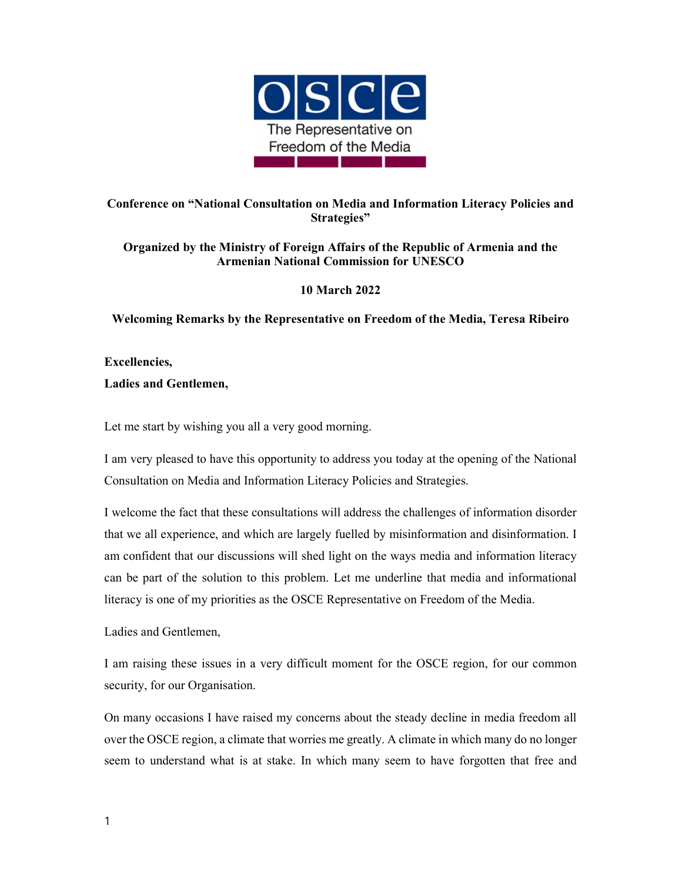OSCE
The Representative on Freedom of the Media

**Conference on "National Consultation on Media and Information Literacy Policies and Strategies"**

**Organized by the Ministry of Foreign Affairs of the Republic of Armenia and the Armenian National Commission for UNESCO**

**10 March 2022**

**Welcoming Remarks by the Representative on Freedom of the Media, Teresa Ribeiro**

**Excellencies,**

**Ladies and Gentlemen,**

Let me start by wishing you all a very good morning.

I am very pleased to have this opportunity to address you today at the opening of the National Consultation on Media and Information Literacy Policies and Strategies.

I welcome the fact that these consultations will address the challenges of information disorder that we all experience, and which are largely fuelled by misinformation and disinformation. I am confident that our discussions will shed light on the ways media and information literacy can be part of the solution to this problem. Let me underline that media and informational literacy is one of my priorities as the OSCE Representative on Freedom of the Media.

Ladies and Gentlemen,

I am raising these issues in a very difficult moment for the OSCE region, for our common security, for our Organisation.

On many occasions I have raised my concerns about the steady decline in media freedom all over the OSCE region, a climate that worries me greatly. A climate in which many do no longer seem to understand what is at stake. In which many seem to have forgotten that free and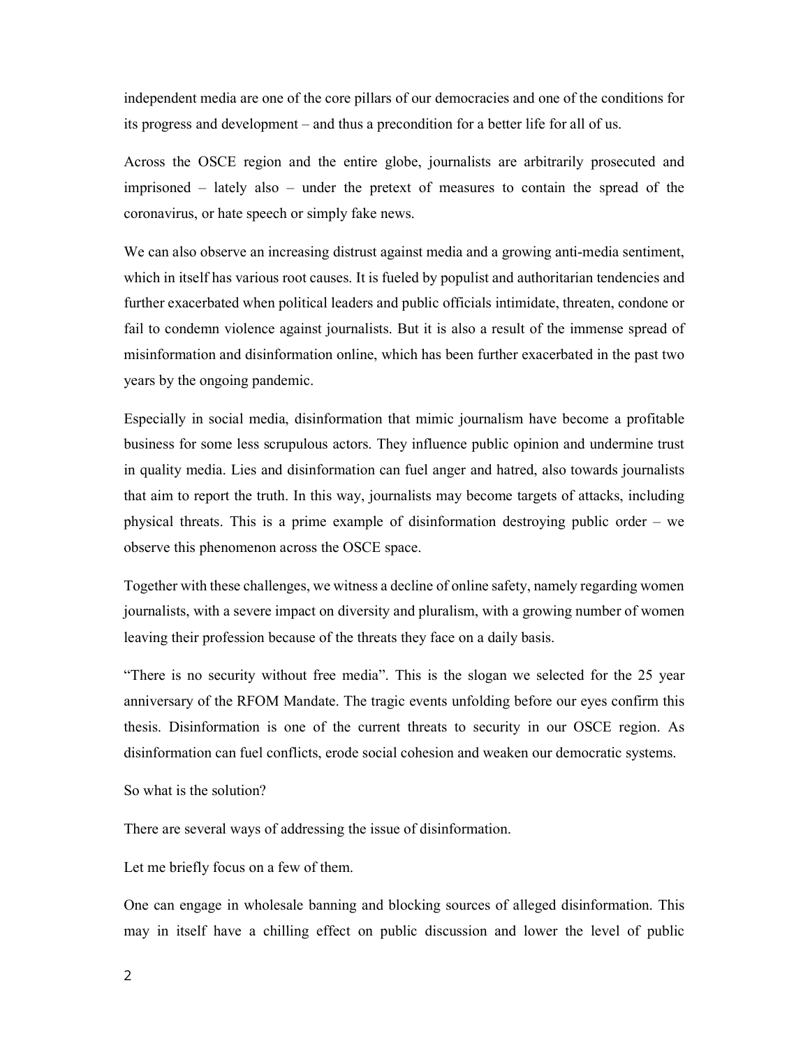independent media are one of the core pillars of our democracies and one of the conditions for its progress and development – and thus a precondition for a better life for all of us.

Across the OSCE region and the entire globe, journalists are arbitrarily prosecuted and imprisoned – lately also – under the pretext of measures to contain the spread of the coronavirus, or hate speech or simply fake news.

We can also observe an increasing distrust against media and a growing anti-media sentiment, which in itself has various root causes. It is fueled by populist and authoritarian tendencies and further exacerbated when political leaders and public officials intimidate, threaten, condone or fail to condemn violence against journalists. But it is also a result of the immense spread of misinformation and disinformation online, which has been further exacerbated in the past two years by the ongoing pandemic.

Especially in social media, disinformation that mimic journalism have become a profitable business for some less scrupulous actors. They influence public opinion and undermine trust in quality media. Lies and disinformation can fuel anger and hatred, also towards journalists that aim to report the truth. In this way, journalists may become targets of attacks, including physical threats. This is a prime example of disinformation destroying public order – we observe this phenomenon across the OSCE space.

Together with these challenges, we witness a decline of online safety, namely regarding women journalists, with a severe impact on diversity and pluralism, with a growing number of women leaving their profession because of the threats they face on a daily basis.

"There is no security without free media". This is the slogan we selected for the 25 year anniversary of the RFOM Mandate. The tragic events unfolding before our eyes confirm this thesis. Disinformation is one of the current threats to security in our OSCE region. As disinformation can fuel conflicts, erode social cohesion and weaken our democratic systems.

So what is the solution?

There are several ways of addressing the issue of disinformation.

Let me briefly focus on a few of them.

One can engage in wholesale banning and blocking sources of alleged disinformation. This may in itself have a chilling effect on public discussion and lower the level of public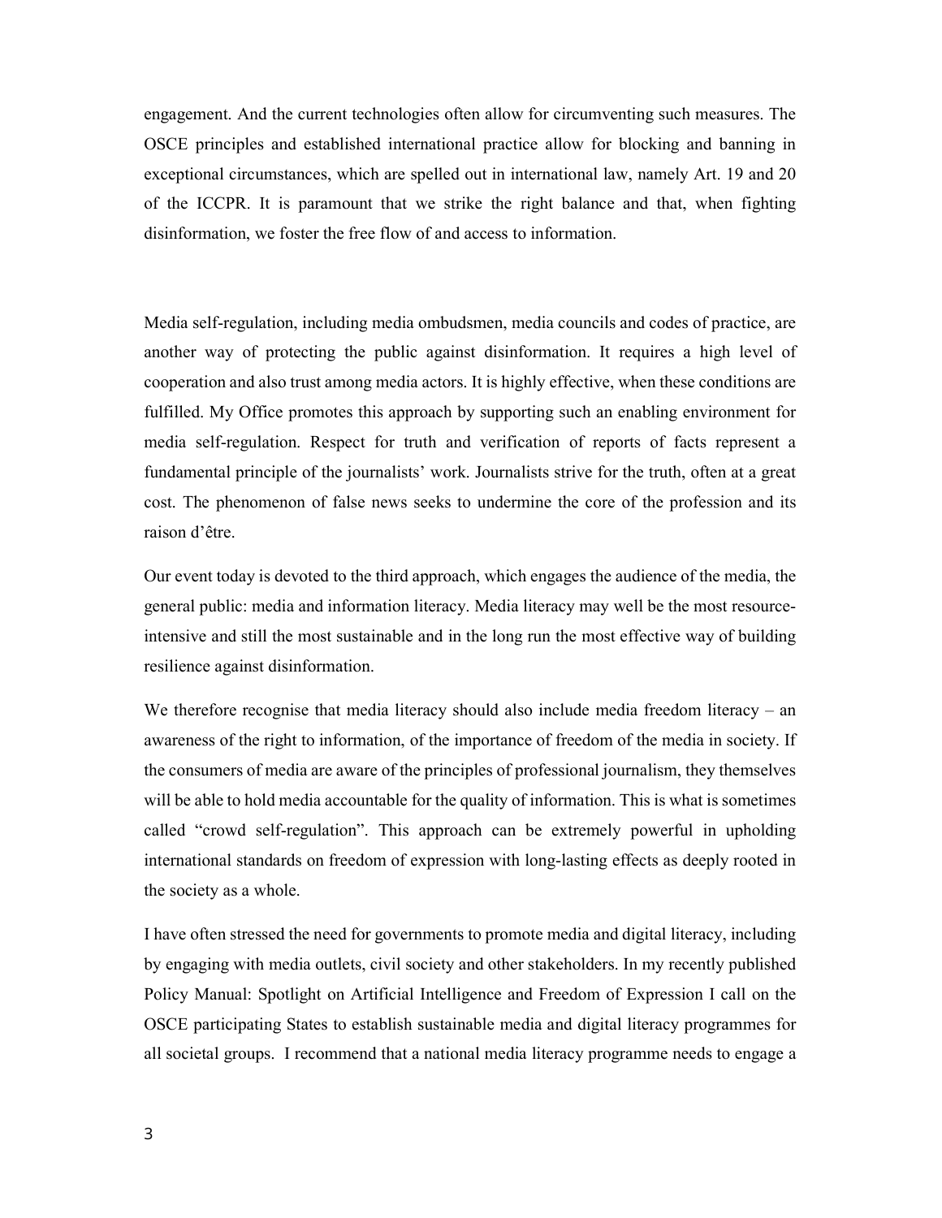engagement. And the current technologies often allow for circumventing such measures. The OSCE principles and established international practice allow for blocking and banning in exceptional circumstances, which are spelled out in international law, namely Art. 19 and 20 of the ICCPR. It is paramount that we strike the right balance and that, when fighting disinformation, we foster the free flow of and access to information.

Media self-regulation, including media ombudsmen, media councils and codes of practice, are another way of protecting the public against disinformation. It requires a high level of cooperation and also trust among media actors. It is highly effective, when these conditions are fulfilled. My Office promotes this approach by supporting such an enabling environment for media self-regulation. Respect for truth and verification of reports of facts represent a fundamental principle of the journalists' work. Journalists strive for the truth, often at a great cost. The phenomenon of false news seeks to undermine the core of the profession and its raison d'être.

Our event today is devoted to the third approach, which engages the audience of the media, the general public: media and information literacy. Media literacy may well be the most resource-intensive and still the most sustainable and in the long run the most effective way of building resilience against disinformation.

We therefore recognise that media literacy should also include media freedom literacy – an awareness of the right to information, of the importance of freedom of the media in society. If the consumers of media are aware of the principles of professional journalism, they themselves will be able to hold media accountable for the quality of information. This is what is sometimes called "crowd self-regulation". This approach can be extremely powerful in upholding international standards on freedom of expression with long-lasting effects as deeply rooted in the society as a whole.

I have often stressed the need for governments to promote media and digital literacy, including by engaging with media outlets, civil society and other stakeholders. In my recently published Policy Manual: Spotlight on Artificial Intelligence and Freedom of Expression I call on the OSCE participating States to establish sustainable media and digital literacy programmes for all societal groups. I recommend that a national media literacy programme needs to engage a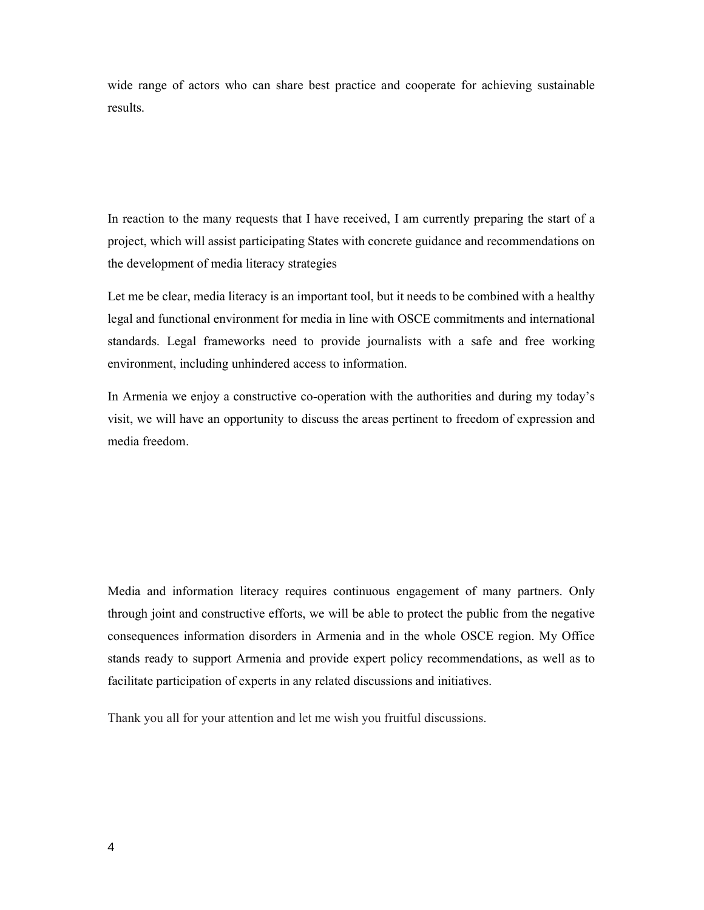wide range of actors who can share best practice and cooperate for achieving sustainable results.

In reaction to the many requests that I have received, I am currently preparing the start of a project, which will assist participating States with concrete guidance and recommendations on the development of media literacy strategies

Let me be clear, media literacy is an important tool, but it needs to be combined with a healthy legal and functional environment for media in line with OSCE commitments and international standards. Legal frameworks need to provide journalists with a safe and free working environment, including unhindered access to information.

In Armenia we enjoy a constructive co-operation with the authorities and during my today's visit, we will have an opportunity to discuss the areas pertinent to freedom of expression and media freedom.

Media and information literacy requires continuous engagement of many partners. Only through joint and constructive efforts, we will be able to protect the public from the negative consequences information disorders in Armenia and in the whole OSCE region. My Office stands ready to support Armenia and provide expert policy recommendations, as well as to facilitate participation of experts in any related discussions and initiatives.

Thank you all for your attention and let me wish you fruitful discussions.